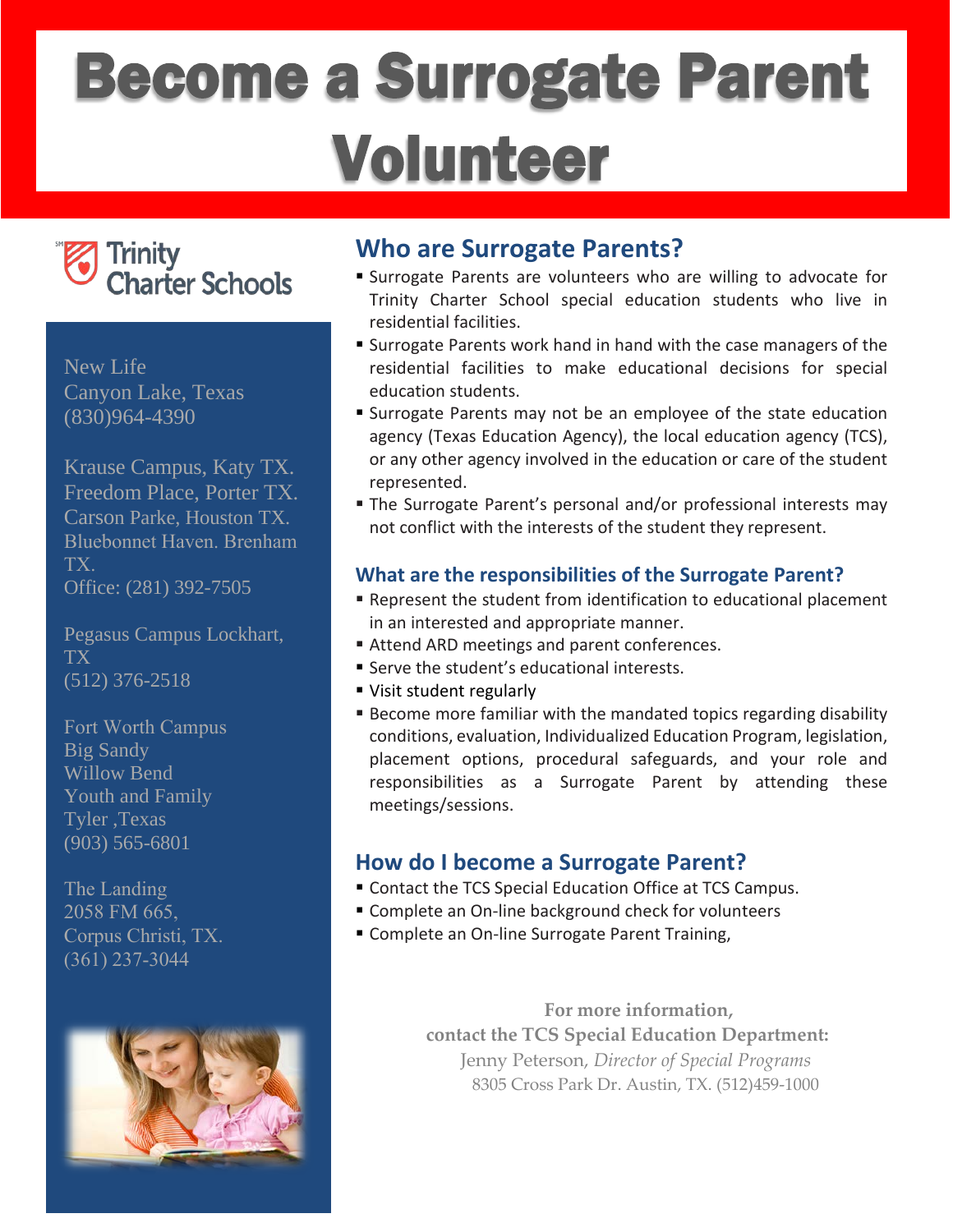# Become a Surrogate Parent Volunteer

Trinity Charter Schools

New Life
Canyon Lake, Texas
(830)964-4390

Krause Campus, Katy TX.
Freedom Place, Porter TX.
Carson Parke, Houston TX.
Bluebonnet Haven. Brenham TX.
Office: (281) 392-7505

Pegasus Campus Lockhart, TX
(512) 376-2518

Fort Worth Campus
Big Sandy
Willow Bend
Youth and Family
Tyler ,Texas
(903) 565-6801

The Landing
2058 FM 665,
Corpus Christi, TX.
(361) 237-3044

## Who are Surrogate Parents?

- Surrogate Parents are volunteers who are willing to advocate for Trinity Charter School special education students who live in residential facilities.
- Surrogate Parents work hand in hand with the case managers of the residential facilities to make educational decisions for special education students.
- Surrogate Parents may not be an employee of the state education agency (Texas Education Agency), the local education agency (TCS), or any other agency involved in the education or care of the student represented.
- The Surrogate Parent's personal and/or professional interests may not conflict with the interests of the student they represent.

### What are the responsibilities of the Surrogate Parent?

- Represent the student from identification to educational placement in an interested and appropriate manner.
- Attend ARD meetings and parent conferences.
- Serve the student's educational interests.
- Visit student regularly
- Become more familiar with the mandated topics regarding disability conditions, evaluation, Individualized Education Program, legislation, placement options, procedural safeguards, and your role and responsibilities as a Surrogate Parent by attending these meetings/sessions.

## How do I become a Surrogate Parent?

- Contact the TCS Special Education Office at TCS Campus.
- Complete an On-line background check for volunteers
- Complete an On-line Surrogate Parent Training,

**For more information,**
**contact the TCS Special Education Department:**
Jenny Peterson, *Director of Special Programs*
8305 Cross Park Dr. Austin, TX. (512)459-1000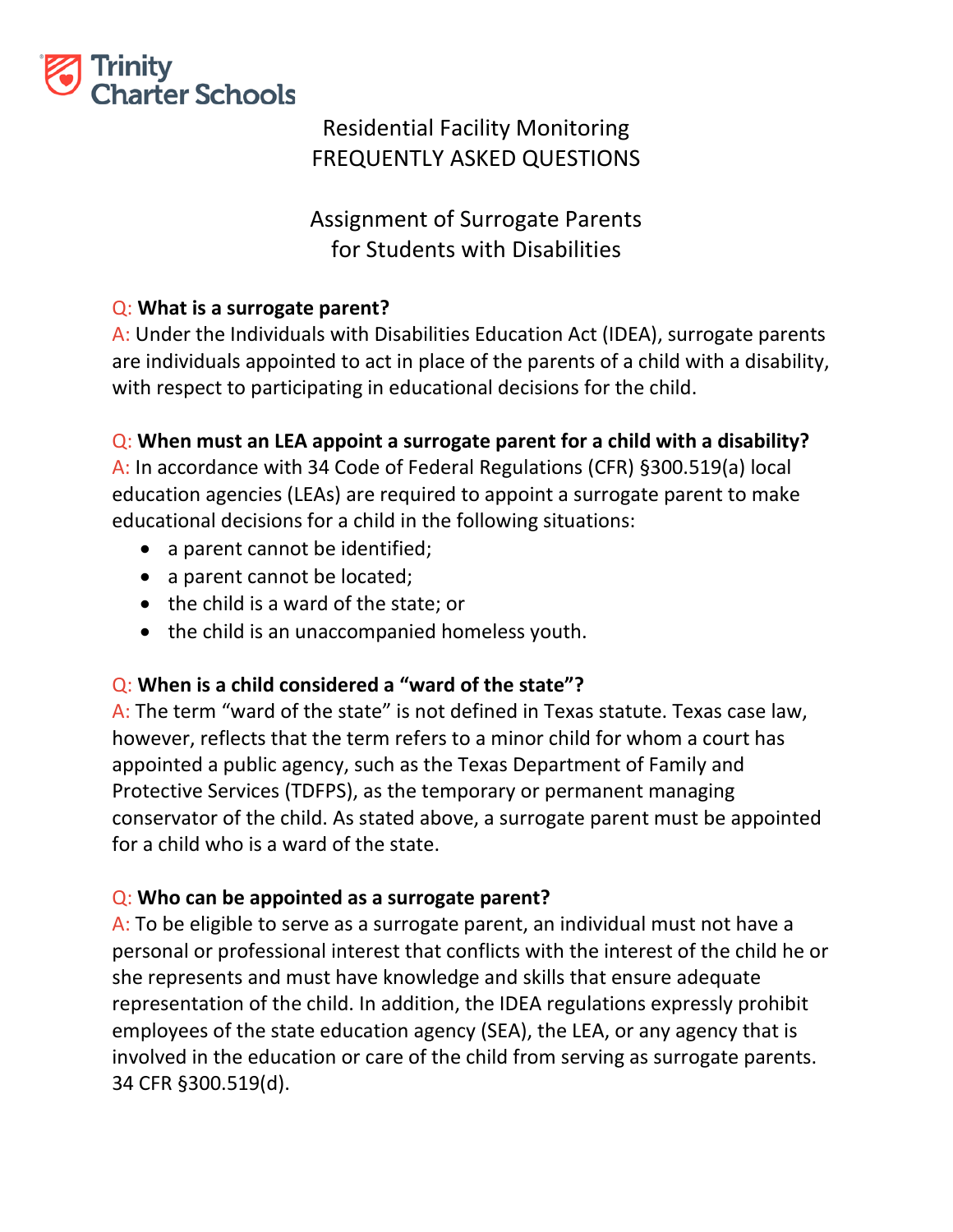Trinity Charter Schools

# Residential Facility Monitoring
# FREQUENTLY ASKED QUESTIONS

## Assignment of Surrogate Parents for Students with Disabilities

Q: **What is a surrogate parent?**
A: Under the Individuals with Disabilities Education Act (IDEA), surrogate parents are individuals appointed to act in place of the parents of a child with a disability, with respect to participating in educational decisions for the child.

Q: **When must an LEA appoint a surrogate parent for a child with a disability?**
A: In accordance with 34 Code of Federal Regulations (CFR) §300.519(a) local education agencies (LEAs) are required to appoint a surrogate parent to make educational decisions for a child in the following situations:

- a parent cannot be identified;
- a parent cannot be located;
- the child is a ward of the state; or
- the child is an unaccompanied homeless youth.

Q: **When is a child considered a "ward of the state"?**
A: The term "ward of the state" is not defined in Texas statute. Texas case law, however, reflects that the term refers to a minor child for whom a court has appointed a public agency, such as the Texas Department of Family and Protective Services (TDFPS), as the temporary or permanent managing conservator of the child. As stated above, a surrogate parent must be appointed for a child who is a ward of the state.

Q: **Who can be appointed as a surrogate parent?**
A: To be eligible to serve as a surrogate parent, an individual must not have a personal or professional interest that conflicts with the interest of the child he or she represents and must have knowledge and skills that ensure adequate representation of the child. In addition, the IDEA regulations expressly prohibit employees of the state education agency (SEA), the LEA, or any agency that is involved in the education or care of the child from serving as surrogate parents. 34 CFR §300.519(d).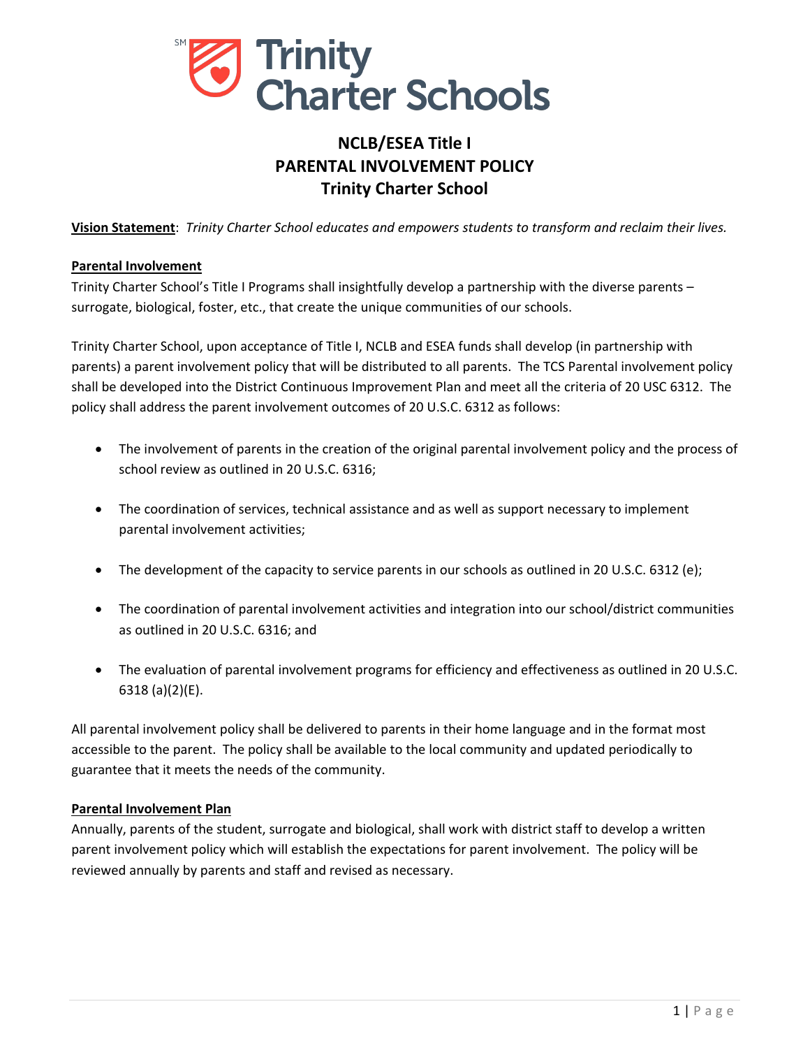# NCLB/ESEA Title I
# PARENTAL INVOLVEMENT POLICY
# Trinity Charter School

**Vision Statement**: *Trinity Charter School educates and empowers students to transform and reclaim their lives.*

## Parental Involvement

Trinity Charter School's Title I Programs shall insightfully develop a partnership with the diverse parents – surrogate, biological, foster, etc., that create the unique communities of our schools.

Trinity Charter School, upon acceptance of Title I, NCLB and ESEA funds shall develop (in partnership with parents) a parent involvement policy that will be distributed to all parents. The TCS Parental involvement policy shall be developed into the District Continuous Improvement Plan and meet all the criteria of 20 USC 6312. The policy shall address the parent involvement outcomes of 20 U.S.C. 6312 as follows:

- The involvement of parents in the creation of the original parental involvement policy and the process of school review as outlined in 20 U.S.C. 6316;
- The coordination of services, technical assistance and as well as support necessary to implement parental involvement activities;
- The development of the capacity to service parents in our schools as outlined in 20 U.S.C. 6312 (e);
- The coordination of parental involvement activities and integration into our school/district communities as outlined in 20 U.S.C. 6316; and
- The evaluation of parental involvement programs for efficiency and effectiveness as outlined in 20 U.S.C. 6318 (a)(2)(E).

All parental involvement policy shall be delivered to parents in their home language and in the format most accessible to the parent. The policy shall be available to the local community and updated periodically to guarantee that it meets the needs of the community.

## Parental Involvement Plan

Annually, parents of the student, surrogate and biological, shall work with district staff to develop a written parent involvement policy which will establish the expectations for parent involvement. The policy will be reviewed annually by parents and staff and revised as necessary.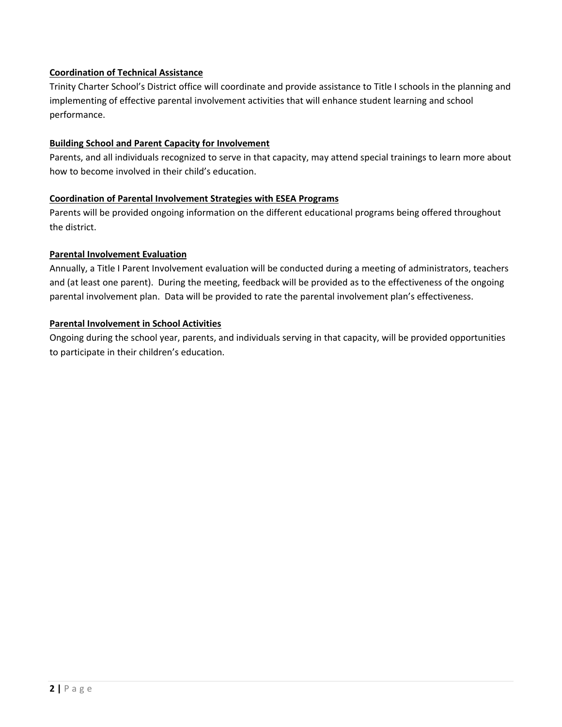**Coordination of Technical Assistance**

Trinity Charter School's District office will coordinate and provide assistance to Title I schools in the planning and implementing of effective parental involvement activities that will enhance student learning and school performance.

**Building School and Parent Capacity for Involvement**

Parents, and all individuals recognized to serve in that capacity, may attend special trainings to learn more about how to become involved in their child's education.

**Coordination of Parental Involvement Strategies with ESEA Programs**

Parents will be provided ongoing information on the different educational programs being offered throughout the district.

**Parental Involvement Evaluation**

Annually, a Title I Parent Involvement evaluation will be conducted during a meeting of administrators, teachers and (at least one parent). During the meeting, feedback will be provided as to the effectiveness of the ongoing parental involvement plan. Data will be provided to rate the parental involvement plan's effectiveness.

**Parental Involvement in School Activities**

Ongoing during the school year, parents, and individuals serving in that capacity, will be provided opportunities to participate in their children's education.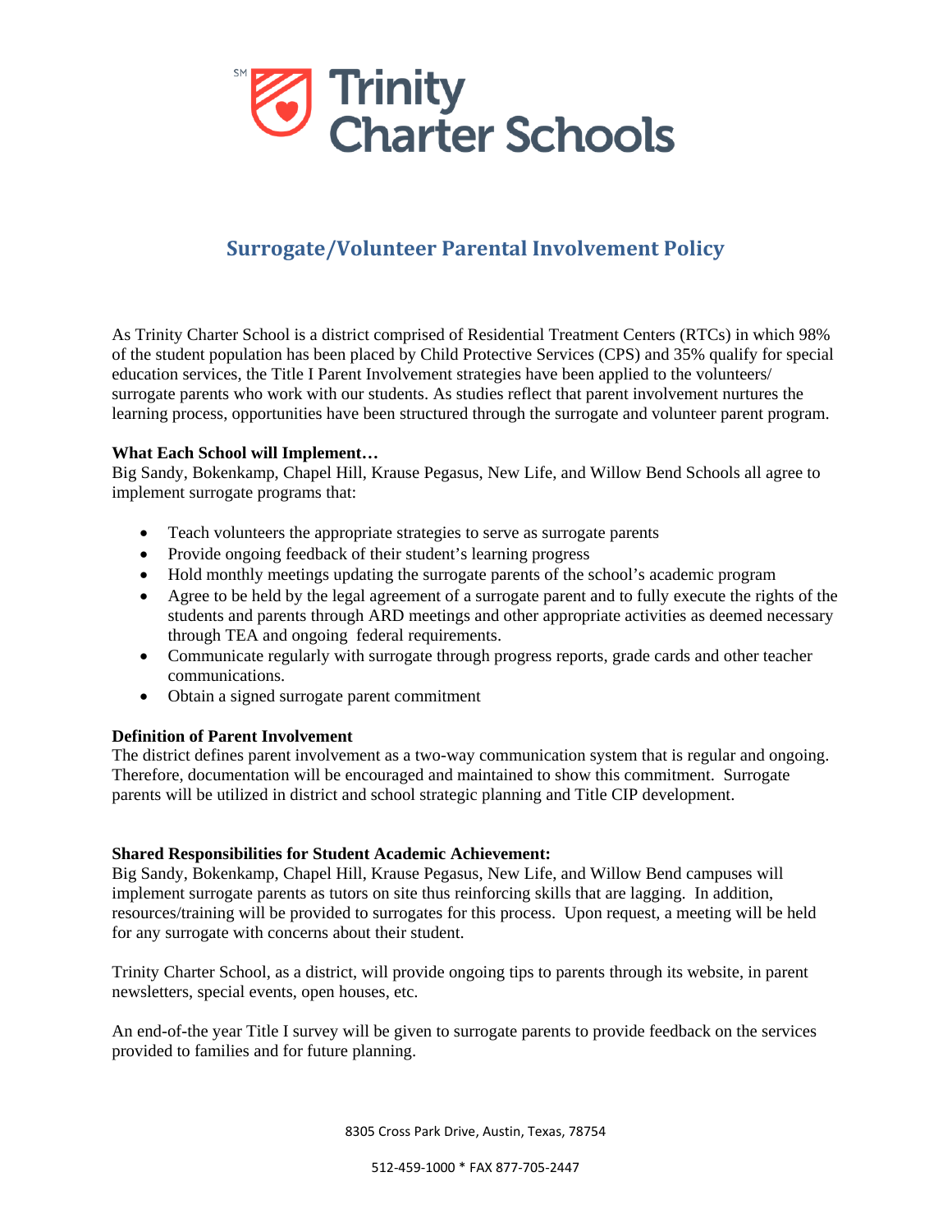Trinity Charter Schools

## Surrogate/Volunteer Parental Involvement Policy

As Trinity Charter School is a district comprised of Residential Treatment Centers (RTCs) in which 98% of the student population has been placed by Child Protective Services (CPS) and 35% qualify for special education services, the Title I Parent Involvement strategies have been applied to the volunteers/ surrogate parents who work with our students. As studies reflect that parent involvement nurtures the learning process, opportunities have been structured through the surrogate and volunteer parent program.

**What Each School will Implement…**
Big Sandy, Bokenkamp, Chapel Hill, Krause Pegasus, New Life, and Willow Bend Schools all agree to implement surrogate programs that:

- Teach volunteers the appropriate strategies to serve as surrogate parents
- Provide ongoing feedback of their student's learning progress
- Hold monthly meetings updating the surrogate parents of the school's academic program
- Agree to be held by the legal agreement of a surrogate parent and to fully execute the rights of the students and parents through ARD meetings and other appropriate activities as deemed necessary through TEA and ongoing federal requirements.
- Communicate regularly with surrogate through progress reports, grade cards and other teacher communications.
- Obtain a signed surrogate parent commitment

**Definition of Parent Involvement**
The district defines parent involvement as a two-way communication system that is regular and ongoing. Therefore, documentation will be encouraged and maintained to show this commitment. Surrogate parents will be utilized in district and school strategic planning and Title CIP development.

**Shared Responsibilities for Student Academic Achievement:**
Big Sandy, Bokenkamp, Chapel Hill, Krause Pegasus, New Life, and Willow Bend campuses will implement surrogate parents as tutors on site thus reinforcing skills that are lagging. In addition, resources/training will be provided to surrogates for this process. Upon request, a meeting will be held for any surrogate with concerns about their student.

Trinity Charter School, as a district, will provide ongoing tips to parents through its website, in parent newsletters, special events, open houses, etc.

An end-of-the year Title I survey will be given to surrogate parents to provide feedback on the services provided to families and for future planning.

8305 Cross Park Drive, Austin, Texas, 78754

512-459-1000 * FAX 877-705-2447